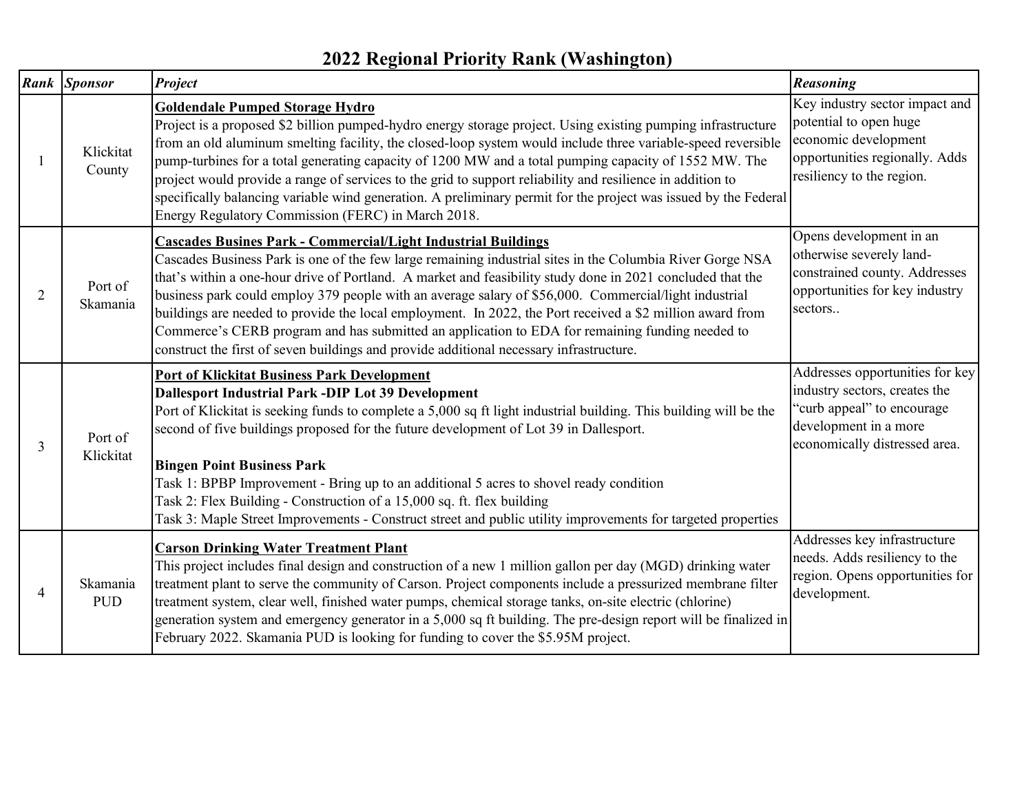# 2022 Regional Priority Rank (Washington)

| ***Rank*** | ***Sponsor*** | ***Project*** | ***Reasoning*** |
|---|---|---|---|
| 1 | Klickitat County | **Goldendale Pumped Storage Hydro**<br>Project is a proposed $2 billion pumped-hydro energy storage project. Using existing pumping infrastructure from an old aluminum smelting facility, the closed-loop system would include three variable-speed reversible pump-turbines for a total generating capacity of 1200 MW and a total pumping capacity of 1552 MW. The project would provide a range of services to the grid to support reliability and resilience in addition to specifically balancing variable wind generation. A preliminary permit for the project was issued by the Federal Energy Regulatory Commission (FERC) in March 2018. | Key industry sector impact and potential to open huge economic development opportunities regionally. Adds resiliency to the region. |
| 2 | Port of Skamania | **Cascades Busines Park - Commercial/Light Industrial Buildings**<br>Cascades Business Park is one of the few large remaining industrial sites in the Columbia River Gorge NSA that's within a one-hour drive of Portland. A market and feasibility study done in 2021 concluded that the business park could employ 379 people with an average salary of $56,000. Commercial/light industrial buildings are needed to provide the local employment. In 2022, the Port received a $2 million award from Commerce's CERB program and has submitted an application to EDA for remaining funding needed to construct the first of seven buildings and provide additional necessary infrastructure. | Opens development in an otherwise severely land-constrained county. Addresses opportunities for key industry sectors.. |
| 3 | Port of Klickitat | **Port of Klickitat Business Park Development**<br>**Dallesport Industrial Park -DIP Lot 39 Development**<br>Port of Klickitat is seeking funds to complete a 5,000 sq ft light industrial building. This building will be the second of five buildings proposed for the future development of Lot 39 in Dallesport.<br><br>**Bingen Point Business Park**<br>Task 1: BPBP Improvement - Bring up to an additional 5 acres to shovel ready condition<br>Task 2: Flex Building - Construction of a 15,000 sq. ft. flex building<br>Task 3: Maple Street Improvements - Construct street and public utility improvements for targeted properties | Addresses opportunities for key industry sectors, creates the "curb appeal" to encourage development in a more economically distressed area. |
| 4 | Skamania PUD | **Carson Drinking Water Treatment Plant**<br>This project includes final design and construction of a new 1 million gallon per day (MGD) drinking water treatment plant to serve the community of Carson. Project components include a pressurized membrane filter treatment system, clear well, finished water pumps, chemical storage tanks, on-site electric (chlorine) generation system and emergency generator in a 5,000 sq ft building. The pre-design report will be finalized in February 2022. Skamania PUD is looking for funding to cover the $5.95M project. | Addresses key infrastructure needs. Adds resiliency to the region. Opens opportunities for development. |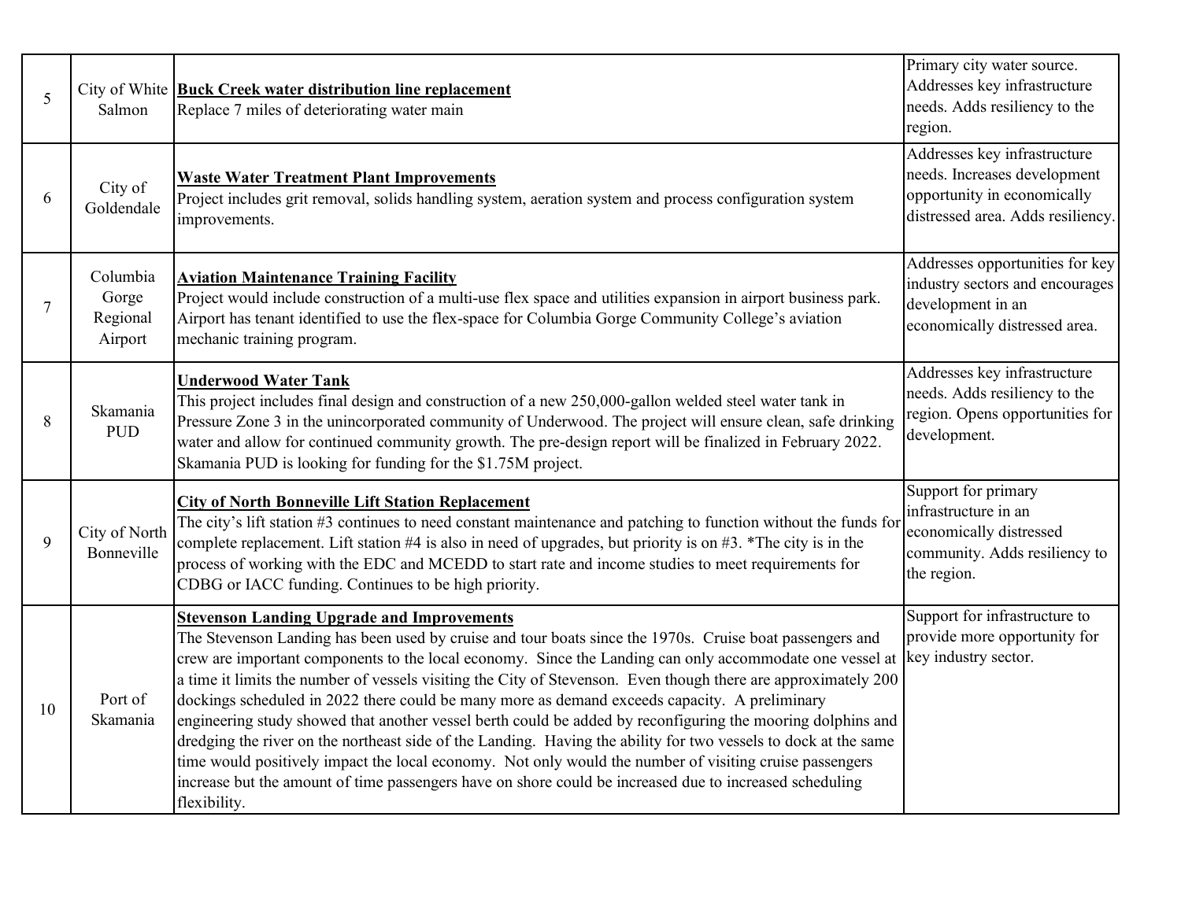| | | | |
|---|---|---|---|
| 5 | City of White Salmon | **Buck Creek water distribution line replacement**<br>Replace 7 miles of deteriorating water main | Primary city water source. Addresses key infrastructure needs. Adds resiliency to the region. |
| 6 | City of Goldendale | **Waste Water Treatment Plant Improvements**<br>Project includes grit removal, solids handling system, aeration system and process configuration system improvements. | Addresses key infrastructure needs. Increases development opportunity in economically distressed area. Adds resiliency. |
| 7 | Columbia Gorge Regional Airport | **Aviation Maintenance Training Facility**<br>Project would include construction of a multi-use flex space and utilities expansion in airport business park. Airport has tenant identified to use the flex-space for Columbia Gorge Community College's aviation mechanic training program. | Addresses opportunities for key industry sectors and encourages development in an economically distressed area. |
| 8 | Skamania PUD | **Underwood Water Tank**<br>This project includes final design and construction of a new 250,000-gallon welded steel water tank in Pressure Zone 3 in the unincorporated community of Underwood. The project will ensure clean, safe drinking water and allow for continued community growth. The pre-design report will be finalized in February 2022. Skamania PUD is looking for funding for the $1.75M project. | Addresses key infrastructure needs. Adds resiliency to the region. Opens opportunities for development. |
| 9 | City of North Bonneville | **City of North Bonneville Lift Station Replacement**<br>The city's lift station #3 continues to need constant maintenance and patching to function without the funds for complete replacement. Lift station #4 is also in need of upgrades, but priority is on #3. *The city is in the process of working with the EDC and MCEDD to start rate and income studies to meet requirements for CDBG or IACC funding. Continues to be high priority. | Support for primary infrastructure in an economically distressed community. Adds resiliency to the region. |
| 10 | Port of Skamania | **Stevenson Landing Upgrade and Improvements**<br>The Stevenson Landing has been used by cruise and tour boats since the 1970s. Cruise boat passengers and crew are important components to the local economy. Since the Landing can only accommodate one vessel at a time it limits the number of vessels visiting the City of Stevenson. Even though there are approximately 200 dockings scheduled in 2022 there could be many more as demand exceeds capacity. A preliminary engineering study showed that another vessel berth could be added by reconfiguring the mooring dolphins and dredging the river on the northeast side of the Landing. Having the ability for two vessels to dock at the same time would positively impact the local economy. Not only would the number of visiting cruise passengers increase but the amount of time passengers have on shore could be increased due to increased scheduling flexibility. | Support for infrastructure to provide more opportunity for key industry sector. |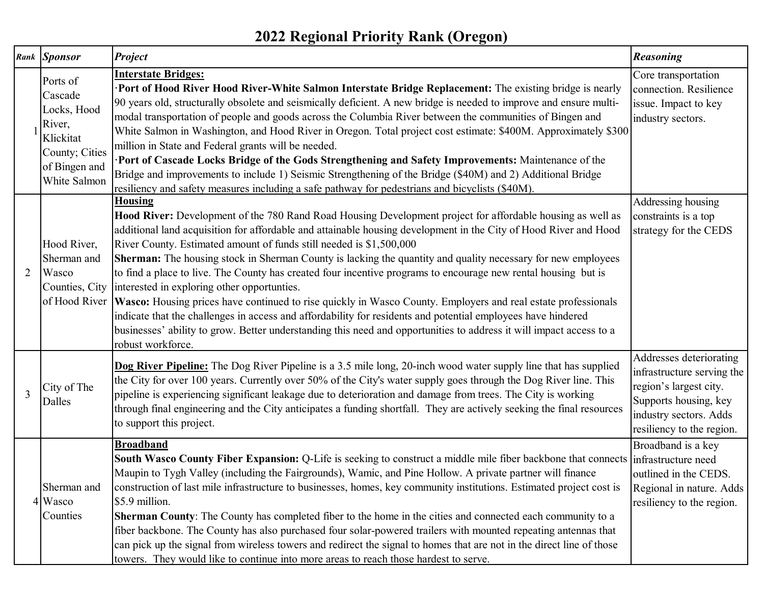# 2022 Regional Priority Rank (Oregon)

| *Rank* | *Sponsor* | *Project* | *Reasoning* |
|---|---|---|---|
| 1 | Ports of Cascade Locks, Hood River, Klickitat County; Cities of Bingen and White Salmon | **Interstate Bridges:**<br>·**Port of Hood River Hood River-White Salmon Interstate Bridge Replacement:** The existing bridge is nearly 90 years old, structurally obsolete and seismically deficient. A new bridge is needed to improve and ensure multi-modal transportation of people and goods across the Columbia River between the communities of Bingen and White Salmon in Washington, and Hood River in Oregon. Total project cost estimate: $400M. Approximately $300 million in State and Federal grants will be needed.<br>·**Port of Cascade Locks Bridge of the Gods Strengthening and Safety Improvements:** Maintenance of the Bridge and improvements to include 1) Seismic Strengthening of the Bridge ($40M) and 2) Additional Bridge resiliency and safety measures including a safe pathway for pedestrians and bicyclists ($40M). | Core transportation connection. Resilience issue. Impact to key industry sectors. |
| 2 | Hood River, Sherman and Wasco Counties, City of Hood River | **Housing**<br>**Hood River:** Development of the 780 Rand Road Housing Development project for affordable housing as well as additional land acquisition for affordable and attainable housing development in the City of Hood River and Hood River County. Estimated amount of funds still needed is $1,500,000<br>**Sherman:** The housing stock in Sherman County is lacking the quantity and quality necessary for new employees to find a place to live. The County has created four incentive programs to encourage new rental housing but is interested in exploring other opportunties.<br>**Wasco:** Housing prices have continued to rise quickly in Wasco County. Employers and real estate professionals indicate that the challenges in access and affordability for residents and potential employees have hindered businesses' ability to grow. Better understanding this need and opportunities to address it will impact access to a robust workforce. | Addressing housing constraints is a top strategy for the CEDS |
| 3 | City of The Dalles | **Dog River Pipeline:** The Dog River Pipeline is a 3.5 mile long, 20-inch wood water supply line that has supplied the City for over 100 years. Currently over 50% of the City's water supply goes through the Dog River line. This pipeline is experiencing significant leakage due to deterioration and damage from trees. The City is working through final engineering and the City anticipates a funding shortfall. They are actively seeking the final resources to support this project. | Addresses deteriorating infrastructure serving the region's largest city. Supports housing, key industry sectors. Adds resiliency to the region. |
| 4 | Sherman and Wasco Counties | **Broadband**<br>**South Wasco County Fiber Expansion:** Q-Life is seeking to construct a middle mile fiber backbone that connects Maupin to Tygh Valley (including the Fairgrounds), Wamic, and Pine Hollow. A private partner will finance construction of last mile infrastructure to businesses, homes, key community institutions. Estimated project cost is $5.9 million.<br>**Sherman County**: The County has completed fiber to the home in the cities and connected each community to a fiber backbone. The County has also purchased four solar-powered trailers with mounted repeating antennas that can pick up the signal from wireless towers and redirect the signal to homes that are not in the direct line of those towers. They would like to continue into more areas to reach those hardest to serve. | Broadband is a key infrastructure need outlined in the CEDS. Regional in nature. Adds resiliency to the region. |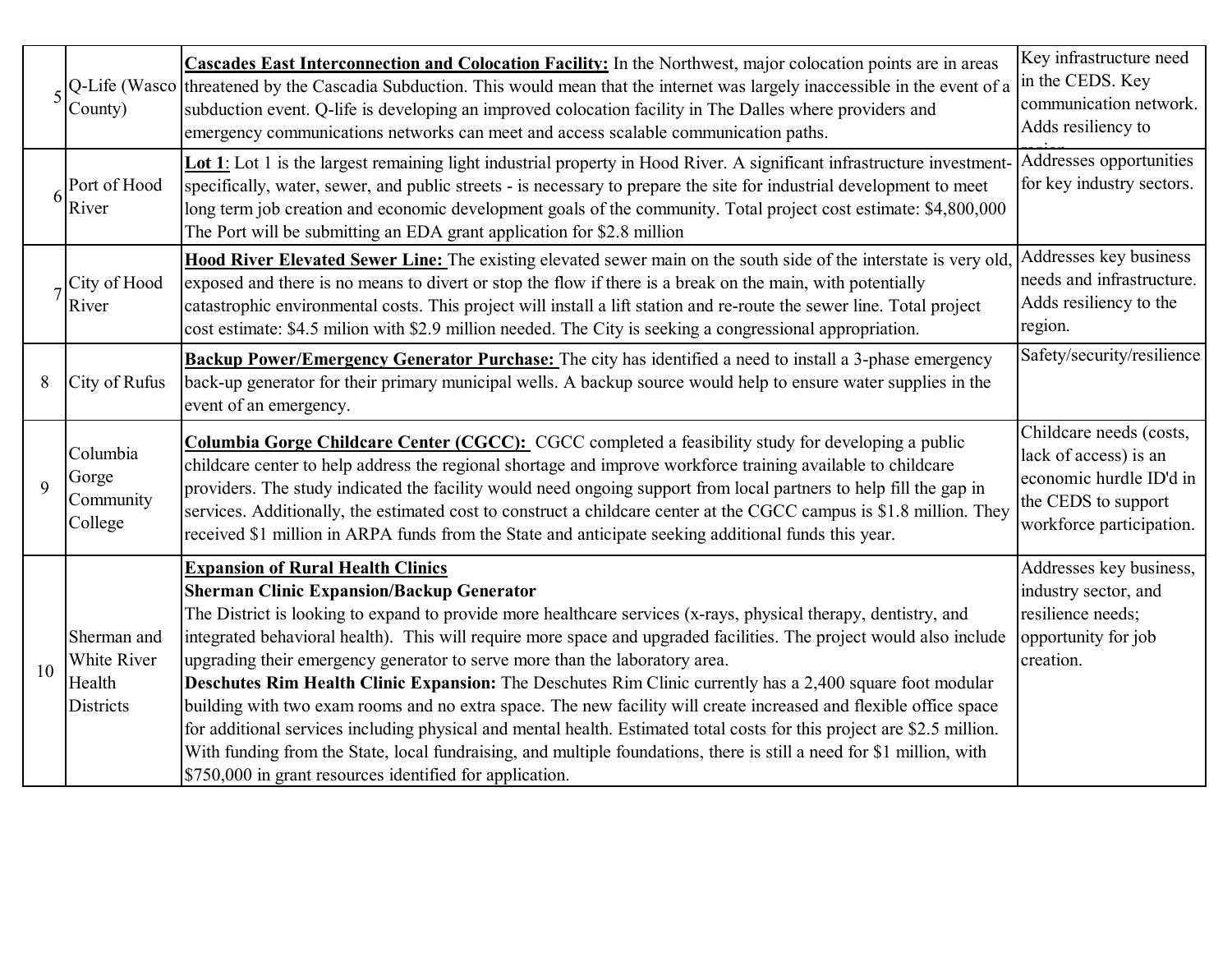| | | | |
|---|---|---|---|
| 5 | Q-Life (Wasco County) | **Cascades East Interconnection and Colocation Facility:** In the Northwest, major colocation points are in areas threatened by the Cascadia Subduction. This would mean that the internet was largely inaccessible in the event of a subduction event. Q-life is developing an improved colocation facility in The Dalles where providers and emergency communications networks can meet and access scalable communication paths. | Key infrastructure need in the CEDS. Key communication network. Adds resiliency to region. |
| 6 | Port of Hood River | **Lot 1**: Lot 1 is the largest remaining light industrial property in Hood River. A significant infrastructure investment- specifically, water, sewer, and public streets - is necessary to prepare the site for industrial development to meet long term job creation and economic development goals of the community. Total project cost estimate: $4,800,000 The Port will be submitting an EDA grant application for $2.8 million | Addresses opportunities for key industry sectors. |
| 7 | City of Hood River | **Hood River Elevated Sewer Line:** The existing elevated sewer main on the south side of the interstate is very old, exposed and there is no means to divert or stop the flow if there is a break on the main, with potentially catastrophic environmental costs. This project will install a lift station and re-route the sewer line. Total project cost estimate: $4.5 milion with $2.9 million needed. The City is seeking a congressional appropriation. | Addresses key business needs and infrastructure. Adds resiliency to the region. |
| 8 | City of Rufus | **Backup Power/Emergency Generator Purchase:** The city has identified a need to install a 3-phase emergency back-up generator for their primary municipal wells. A backup source would help to ensure water supplies in the event of an emergency. | Safety/security/resilience |
| 9 | Columbia Gorge Community College | **Columbia Gorge Childcare Center (CGCC):** CGCC completed a feasibility study for developing a public childcare center to help address the regional shortage and improve workforce training available to childcare providers. The study indicated the facility would need ongoing support from local partners to help fill the gap in services. Additionally, the estimated cost to construct a childcare center at the CGCC campus is $1.8 million. They received $1 million in ARPA funds from the State and anticipate seeking additional funds this year. | Childcare needs (costs, lack of access) is an economic hurdle ID'd in the CEDS to support workforce participation. |
| 10 | Sherman and White River Health Districts | **Expansion of Rural Health Clinics**<br>**Sherman Clinic Expansion/Backup Generator**<br>The District is looking to expand to provide more healthcare services (x-rays, physical therapy, dentistry, and integrated behavioral health). This will require more space and upgraded facilities. The project would also include upgrading their emergency generator to serve more than the laboratory area.<br>**Deschutes Rim Health Clinic Expansion:** The Deschutes Rim Clinic currently has a 2,400 square foot modular building with two exam rooms and no extra space. The new facility will create increased and flexible office space for additional services including physical and mental health. Estimated total costs for this project are $2.5 million. With funding from the State, local fundraising, and multiple foundations, there is still a need for $1 million, with $750,000 in grant resources identified for application. | Addresses key business, industry sector, and resilience needs; opportunity for job creation. |